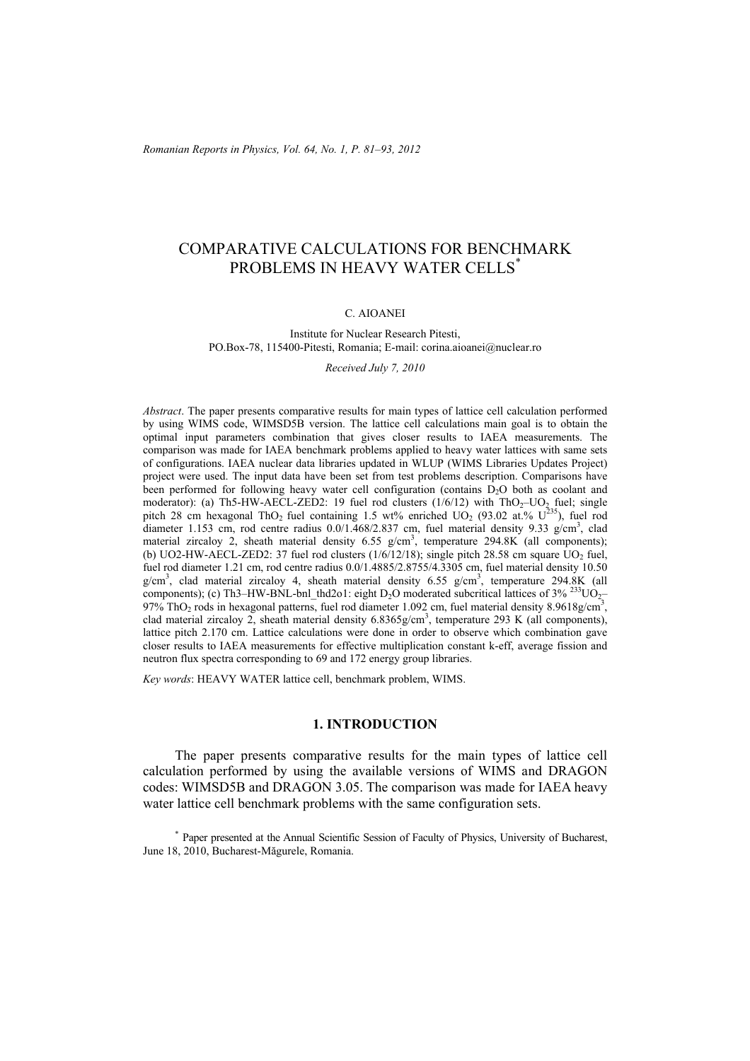# COMPARATIVE CALCULATIONS FOR BENCHMARK PROBLEMS IN HEAVY WATER CELLS*

C. AIOANEI

Institute for Nuclear Research Pitesti,
PO.Box-78, 115400-Pitesti, Romania; E-mail: corina.aioanei@nuclear.ro

*Received July 7, 2010*

*Abstract*. The paper presents comparative results for main types of lattice cell calculation performed by using WIMS code, WIMSD5B version. The lattice cell calculations main goal is to obtain the optimal input parameters combination that gives closer results to IAEA measurements. The comparison was made for IAEA benchmark problems applied to heavy water lattices with same sets of configurations. IAEA nuclear data libraries updated in WLUP (WIMS Libraries Updates Project) project were used. The input data have been set from test problems description. Comparisons have been performed for following heavy water cell configuration (contains $D_2O$ both as coolant and moderator): (a) Th5-HW-AECL-ZED2: 19 fuel rod clusters (1/6/12) with $ThO_2$–$UO_2$ fuel; single pitch 28 cm hexagonal $ThO_2$ fuel containing 1.5 wt% enriched $UO_2$ (93.02 at.% $U^{235}$), fuel rod diameter 1.153 cm, rod centre radius 0.0/1.468/2.837 cm, fuel material density 9.33 g/cm$^3$, clad material zircaloy 2, sheath material density 6.55 g/cm$^3$, temperature 294.8K (all components); (b) UO2-HW-AECL-ZED2: 37 fuel rod clusters (1/6/12/18); single pitch 28.58 cm square $UO_2$ fuel, fuel rod diameter 1.21 cm, rod centre radius 0.0/1.4885/2.8755/4.3305 cm, fuel material density 10.50 g/cm$^3$, clad material zircaloy 4, sheath material density 6.55 g/cm$^3$, temperature 294.8K (all components); (c) Th3–HW-BNL-bnl_thd2o1: eight $D_2O$ moderated subcritical lattices of 3% $^{233}UO_2$–97% $ThO_2$ rods in hexagonal patterns, fuel rod diameter 1.092 cm, fuel material density 8.9618g/cm$^3$, clad material zircaloy 2, sheath material density 6.8365g/cm$^3$, temperature 293 K (all components), lattice pitch 2.170 cm. Lattice calculations were done in order to observe which combination gave closer results to IAEA measurements for effective multiplication constant k-eff, average fission and neutron flux spectra corresponding to 69 and 172 energy group libraries.

*Key words*: HEAVY WATER lattice cell, benchmark problem, WIMS.

## 1. INTRODUCTION

The paper presents comparative results for the main types of lattice cell calculation performed by using the available versions of WIMS and DRAGON codes: WIMSD5B and DRAGON 3.05. The comparison was made for IAEA heavy water lattice cell benchmark problems with the same configuration sets.

* Paper presented at the Annual Scientific Session of Faculty of Physics, University of Bucharest, June 18, 2010, Bucharest-Măgurele, Romania.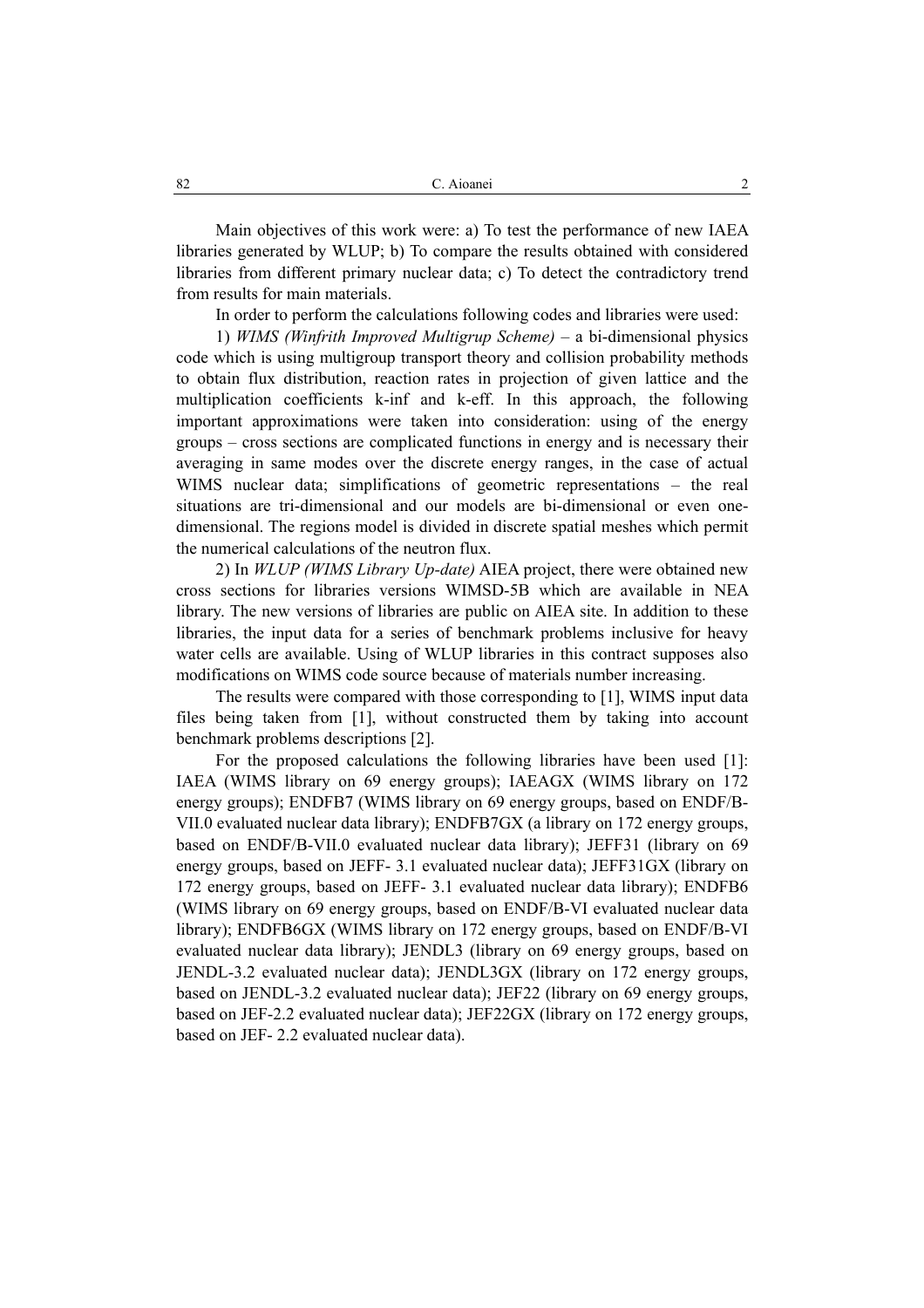Main objectives of this work were: a) To test the performance of new IAEA libraries generated by WLUP; b) To compare the results obtained with considered libraries from different primary nuclear data; c) To detect the contradictory trend from results for main materials.

In order to perform the calculations following codes and libraries were used:

1) *WIMS (Winfrith Improved Multigrup Scheme)* – a bi-dimensional physics code which is using multigroup transport theory and collision probability methods to obtain flux distribution, reaction rates in projection of given lattice and the multiplication coefficients k-inf and k-eff. In this approach, the following important approximations were taken into consideration: using of the energy groups – cross sections are complicated functions in energy and is necessary their averaging in same modes over the discrete energy ranges, in the case of actual WIMS nuclear data; simplifications of geometric representations – the real situations are tri-dimensional and our models are bi-dimensional or even one-dimensional. The regions model is divided in discrete spatial meshes which permit the numerical calculations of the neutron flux.

2) In *WLUP (WIMS Library Up-date)* AIEA project, there were obtained new cross sections for libraries versions WIMSD-5B which are available in NEA library. The new versions of libraries are public on AIEA site. In addition to these libraries, the input data for a series of benchmark problems inclusive for heavy water cells are available. Using of WLUP libraries in this contract supposes also modifications on WIMS code source because of materials number increasing.

The results were compared with those corresponding to [1], WIMS input data files being taken from [1], without constructed them by taking into account benchmark problems descriptions [2].

For the proposed calculations the following libraries have been used [1]: IAEA (WIMS library on 69 energy groups); IAEAGX (WIMS library on 172 energy groups); ENDFB7 (WIMS library on 69 energy groups, based on ENDF/B-VII.0 evaluated nuclear data library); ENDFB7GX (a library on 172 energy groups, based on ENDF/B-VII.0 evaluated nuclear data library); JEFF31 (library on 69 energy groups, based on JEFF- 3.1 evaluated nuclear data); JEFF31GX (library on 172 energy groups, based on JEFF- 3.1 evaluated nuclear data library); ENDFB6 (WIMS library on 69 energy groups, based on ENDF/B-VI evaluated nuclear data library); ENDFB6GX (WIMS library on 172 energy groups, based on ENDF/B-VI evaluated nuclear data library); JENDL3 (library on 69 energy groups, based on JENDL-3.2 evaluated nuclear data); JENDL3GX (library on 172 energy groups, based on JENDL-3.2 evaluated nuclear data); JEF22 (library on 69 energy groups, based on JEF-2.2 evaluated nuclear data); JEF22GX (library on 172 energy groups, based on JEF- 2.2 evaluated nuclear data).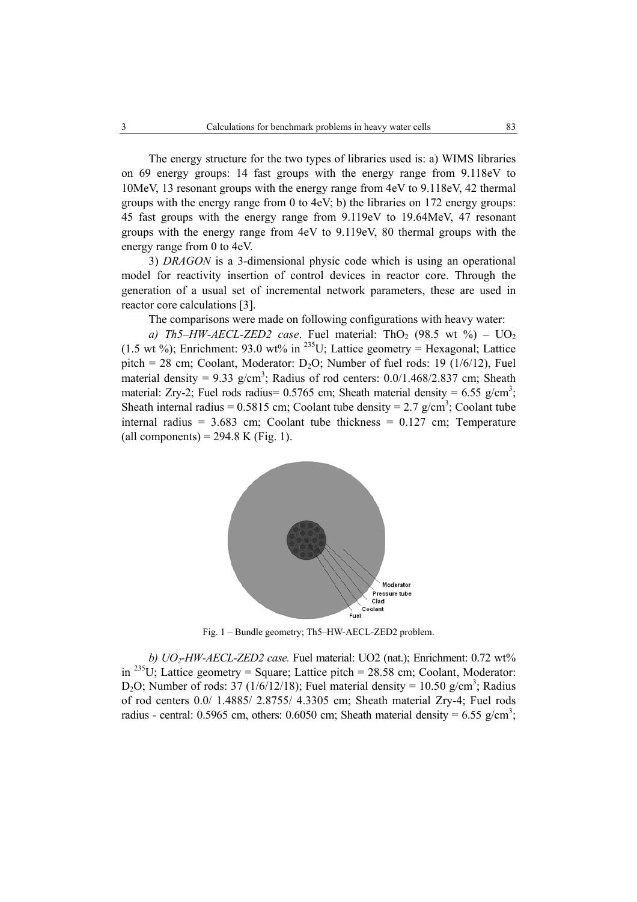The energy structure for the two types of libraries used is: a) WIMS libraries on 69 energy groups: 14 fast groups with the energy range from 9.118eV to 10MeV, 13 resonant groups with the energy range from 4eV to 9.118eV, 42 thermal groups with the energy range from 0 to 4eV; b) the libraries on 172 energy groups: 45 fast groups with the energy range from 9.119eV to 19.64MeV, 47 resonant groups with the energy range from 4eV to 9.119eV, 80 thermal groups with the energy range from 0 to 4eV.

3) *DRAGON* is a 3-dimensional physic code which is using an operational model for reactivity insertion of control devices in reactor core. Through the generation of a usual set of incremental network parameters, these are used in reactor core calculations [3].

The comparisons were made on following configurations with heavy water:

*a) Th5–HW-AECL-ZED2 case*. Fuel material: $ThO_2$ (98.5 wt %) – $UO_2$ (1.5 wt %); Enrichment: 93.0 wt% in $^{235}U$; Lattice geometry = Hexagonal; Lattice pitch = 28 cm; Coolant, Moderator: $D_2O$; Number of fuel rods: 19 (1/6/12), Fuel material density = 9.33 g/cm$^3$; Radius of rod centers: 0.0/1.468/2.837 cm; Sheath material: Zry-2; Fuel rods radius= 0.5765 cm; Sheath material density = 6.55 g/cm$^3$; Sheath internal radius = 0.5815 cm; Coolant tube density = 2.7 g/cm$^3$; Coolant tube internal radius = 3.683 cm; Coolant tube thickness = 0.127 cm; Temperature (all components) = 294.8 K (Fig. 1).

Fig. 1 – Bundle geometry; Th5–HW-AECL-ZED2 problem.

*b) $UO_2$-HW-AECL-ZED2 case.* Fuel material: UO2 (nat.); Enrichment: 0.72 wt% in $^{235}U$; Lattice geometry = Square; Lattice pitch = 28.58 cm; Coolant, Moderator: $D_2O$; Number of rods: 37 (1/6/12/18); Fuel material density = 10.50 g/cm$^3$; Radius of rod centers 0.0/ 1.4885/ 2.8755/ 4.3305 cm; Sheath material Zry-4; Fuel rods radius - central: 0.5965 cm, others: 0.6050 cm; Sheath material density = 6.55 g/cm$^3$;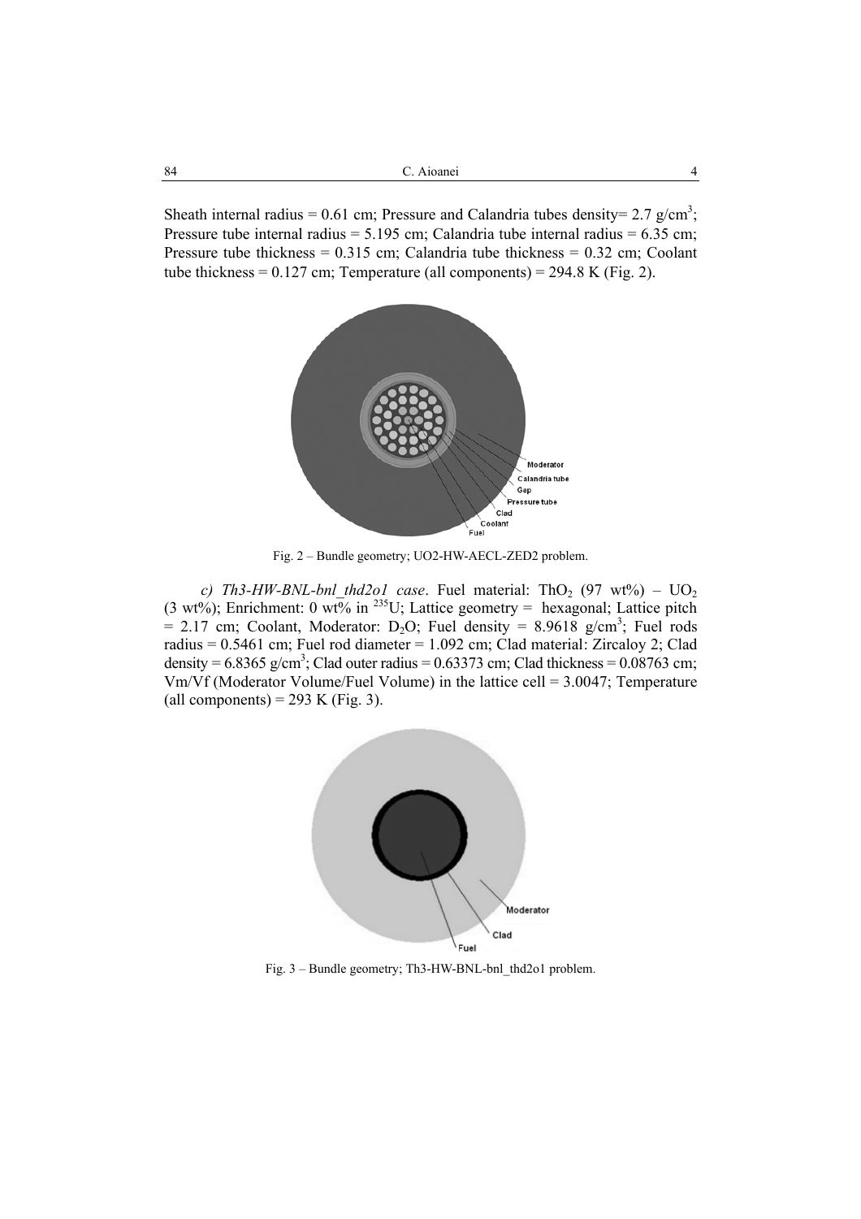Sheath internal radius = 0.61 cm; Pressure and Calandria tubes density= 2.7 g/cm$^3$; Pressure tube internal radius = 5.195 cm; Calandria tube internal radius = 6.35 cm; Pressure tube thickness = 0.315 cm; Calandria tube thickness = 0.32 cm; Coolant tube thickness = 0.127 cm; Temperature (all components) = 294.8 K (Fig. 2).

Fig. 2 – Bundle geometry; UO2-HW-AECL-ZED2 problem.

*c) Th3-HW-BNL-bnl_thd2o1 case*. Fuel material: $ThO_2$ (97 wt%) – $UO_2$ (3 wt%); Enrichment: 0 wt% in $^{235}U$; Lattice geometry = hexagonal; Lattice pitch = 2.17 cm; Coolant, Moderator: $D_2O$; Fuel density = 8.9618 g/cm$^3$; Fuel rods radius = 0.5461 cm; Fuel rod diameter = 1.092 cm; Clad material: Zircaloy 2; Clad density = 6.8365 g/cm$^3$; Clad outer radius = 0.63373 cm; Clad thickness = 0.08763 cm; Vm/Vf (Moderator Volume/Fuel Volume) in the lattice cell = 3.0047; Temperature (all components) = 293 K (Fig. 3).

Fig. 3 – Bundle geometry; Th3-HW-BNL-bnl_thd2o1 problem.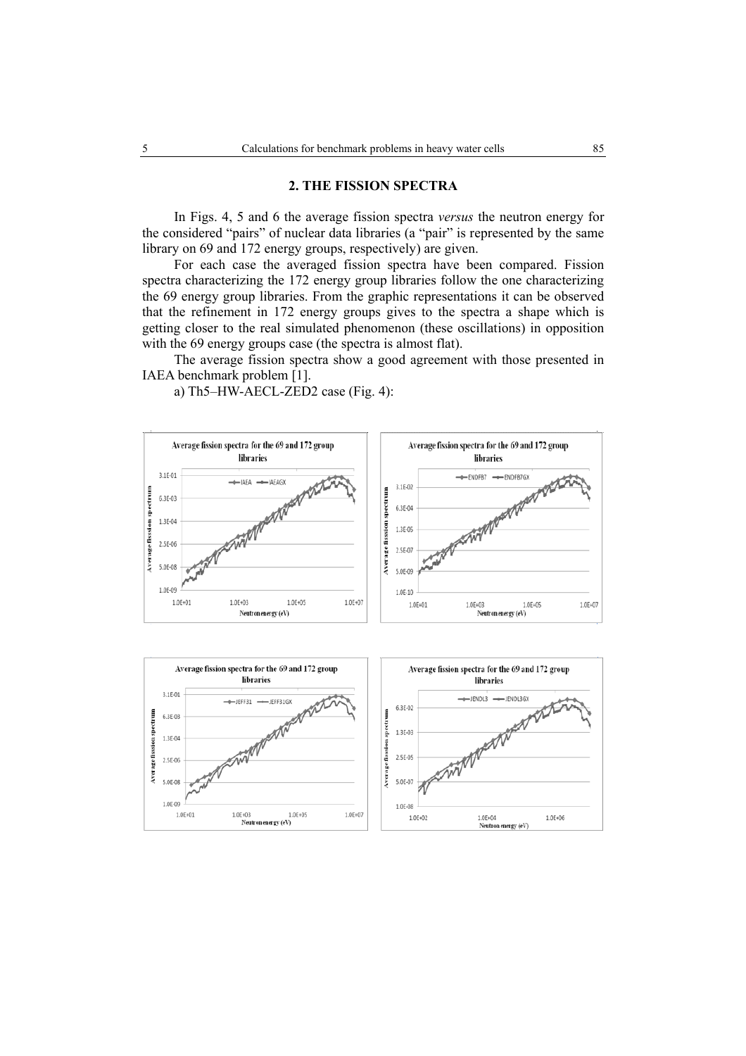## 2. THE FISSION SPECTRA

In Figs. 4, 5 and 6 the average fission spectra *versus* the neutron energy for the considered "pairs" of nuclear data libraries (a "pair" is represented by the same library on 69 and 172 energy groups, respectively) are given.

For each case the averaged fission spectra have been compared. Fission spectra characterizing the 172 energy group libraries follow the one characterizing the 69 energy group libraries. From the graphic representations it can be observed that the refinement in 172 energy groups gives to the spectra a shape which is getting closer to the real simulated phenomenon (these oscillations) in opposition with the 69 energy groups case (the spectra is almost flat).

The average fission spectra show a good agreement with those presented in IAEA benchmark problem [1].

a) Th5–HW-AECL-ZED2 case (Fig. 4):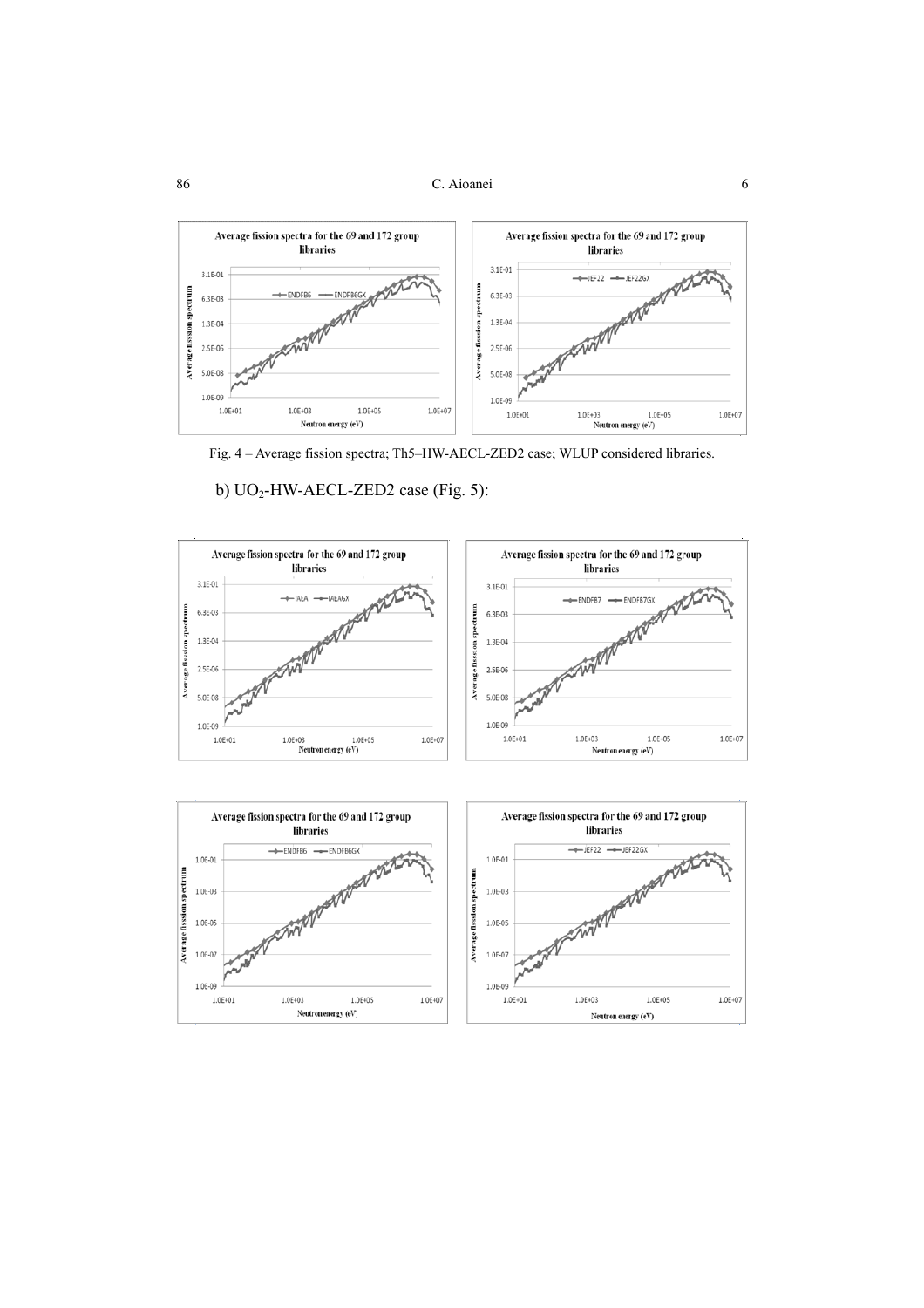Fig. 4 – Average fission spectra; Th5–HW-AECL-ZED2 case; WLUP considered libraries.

b) $UO_2$-HW-AECL-ZED2 case (Fig. 5):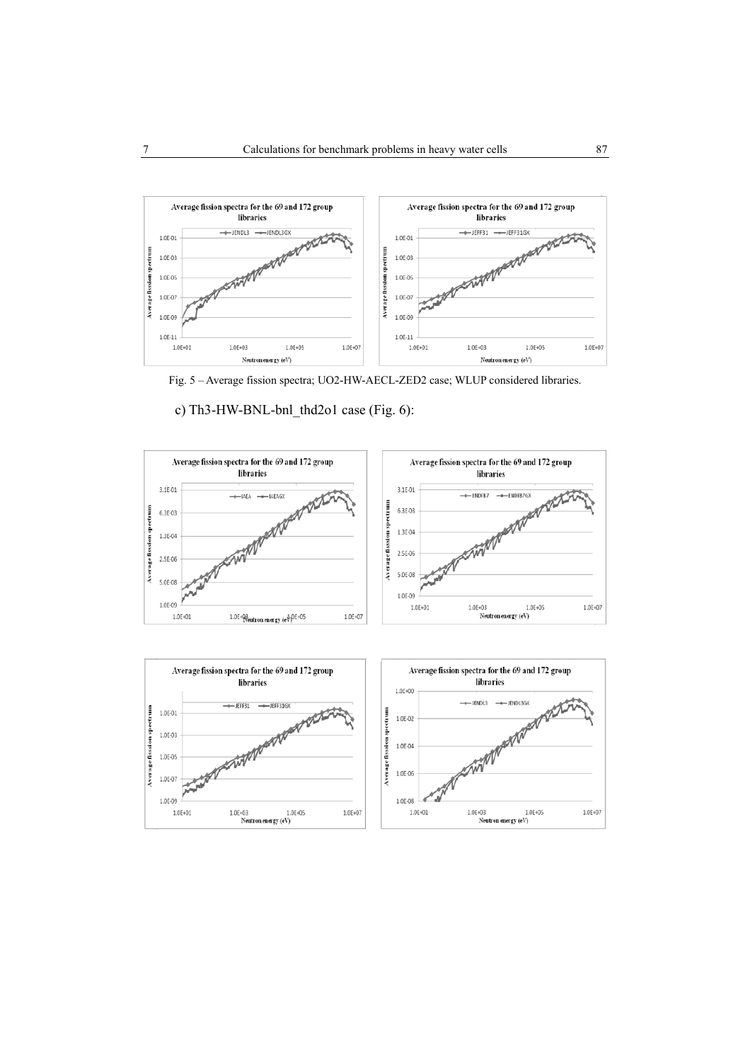Fig. 5 – Average fission spectra; UO2-HW-AECL-ZED2 case; WLUP considered libraries.

c) Th3-HW-BNL-bnl_thd2o1 case (Fig. 6):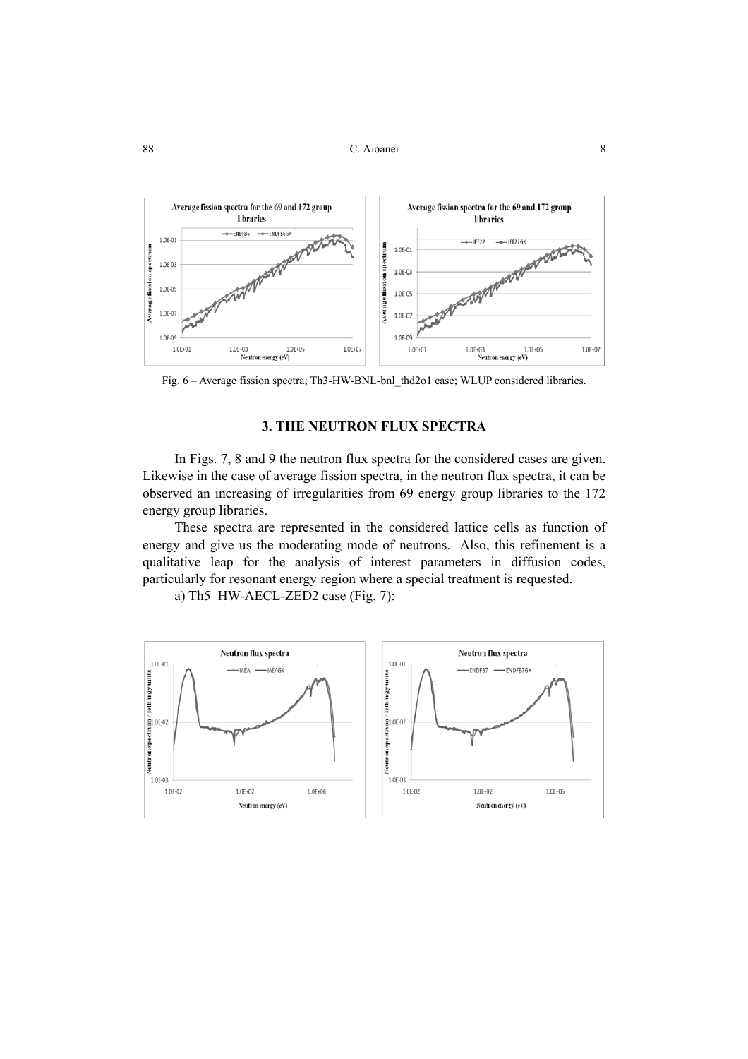Fig. 6 – Average fission spectra; Th3-HW-BNL-bnl_thd2o1 case; WLUP considered libraries.

## 3. THE NEUTRON FLUX SPECTRA

In Figs. 7, 8 and 9 the neutron flux spectra for the considered cases are given. Likewise in the case of average fission spectra, in the neutron flux spectra, it can be observed an increasing of irregularities from 69 energy group libraries to the 172 energy group libraries.

These spectra are represented in the considered lattice cells as function of energy and give us the moderating mode of neutrons. Also, this refinement is a qualitative leap for the analysis of interest parameters in diffusion codes, particularly for resonant energy region where a special treatment is requested.

a) Th5–HW-AECL-ZED2 case (Fig. 7):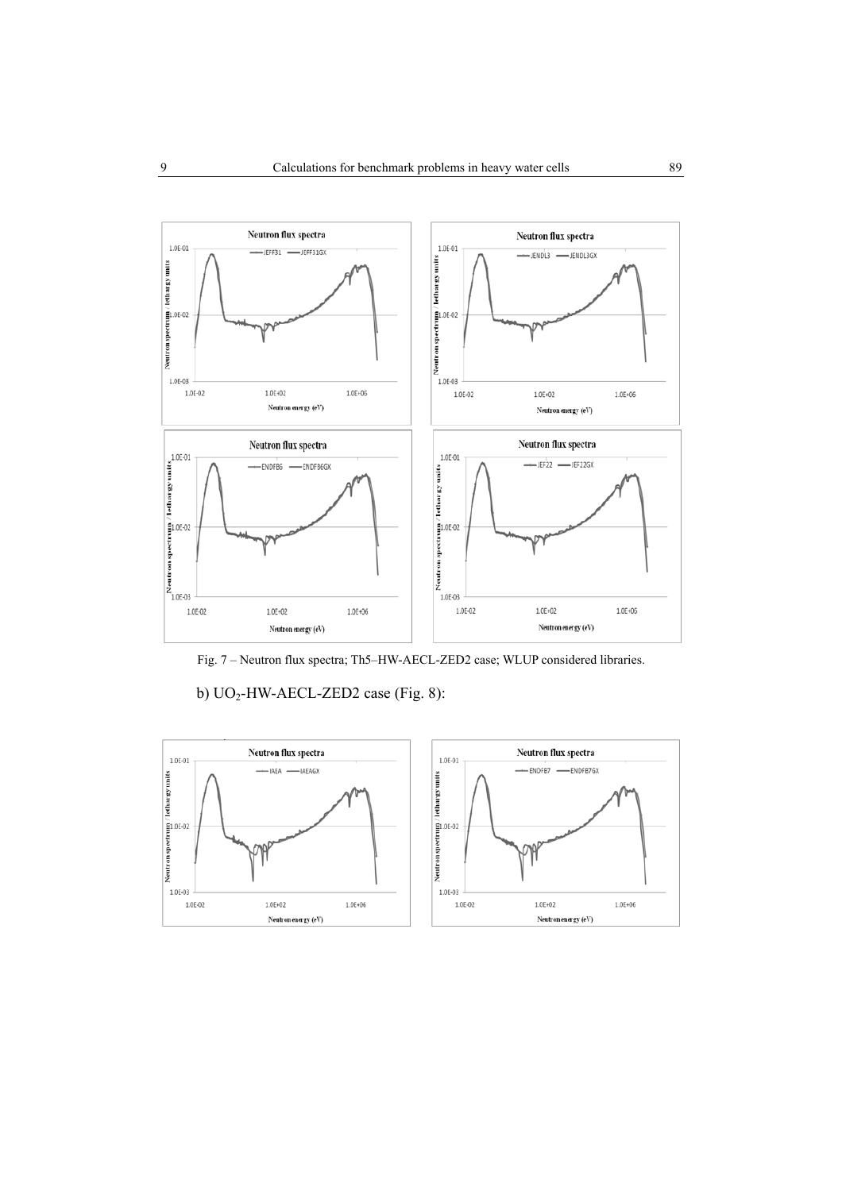Fig. 7 – Neutron flux spectra; Th5–HW-AECL-ZED2 case; WLUP considered libraries.

b) $UO_2$-HW-AECL-ZED2 case (Fig. 8):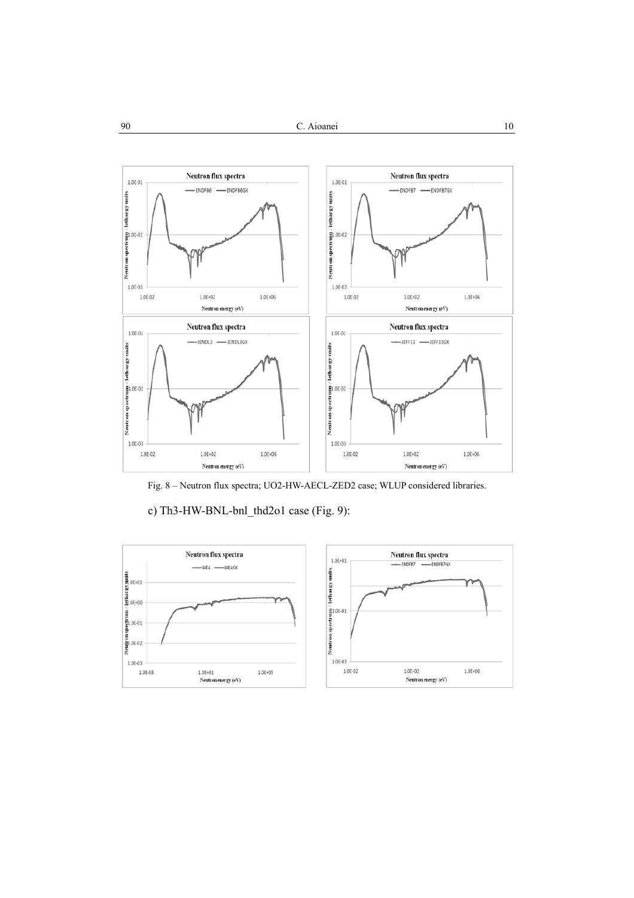Fig. 8 – Neutron flux spectra; UO2-HW-AECL-ZED2 case; WLUP considered libraries.

c) Th3-HW-BNL-bnl_thd2o1 case (Fig. 9):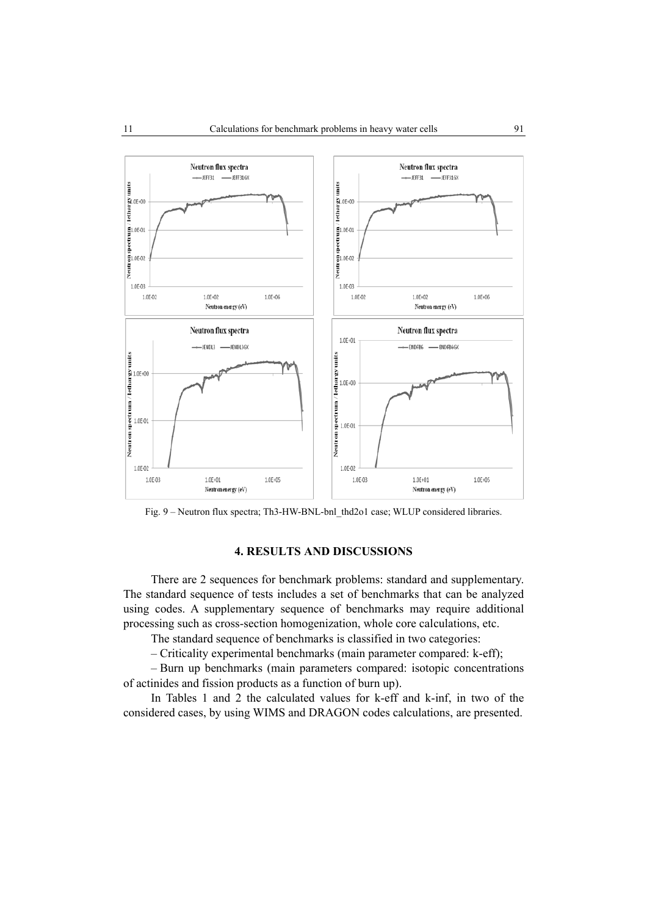Fig. 9 – Neutron flux spectra; Th3-HW-BNL-bnl_thd2o1 case; WLUP considered libraries.

## 4. RESULTS AND DISCUSSIONS

There are 2 sequences for benchmark problems: standard and supplementary. The standard sequence of tests includes a set of benchmarks that can be analyzed using codes. A supplementary sequence of benchmarks may require additional processing such as cross-section homogenization, whole core calculations, etc.

The standard sequence of benchmarks is classified in two categories:

– Criticality experimental benchmarks (main parameter compared: k-eff);

– Burn up benchmarks (main parameters compared: isotopic concentrations of actinides and fission products as a function of burn up).

In Tables 1 and 2 the calculated values for k-eff and k-inf, in two of the considered cases, by using WIMS and DRAGON codes calculations, are presented.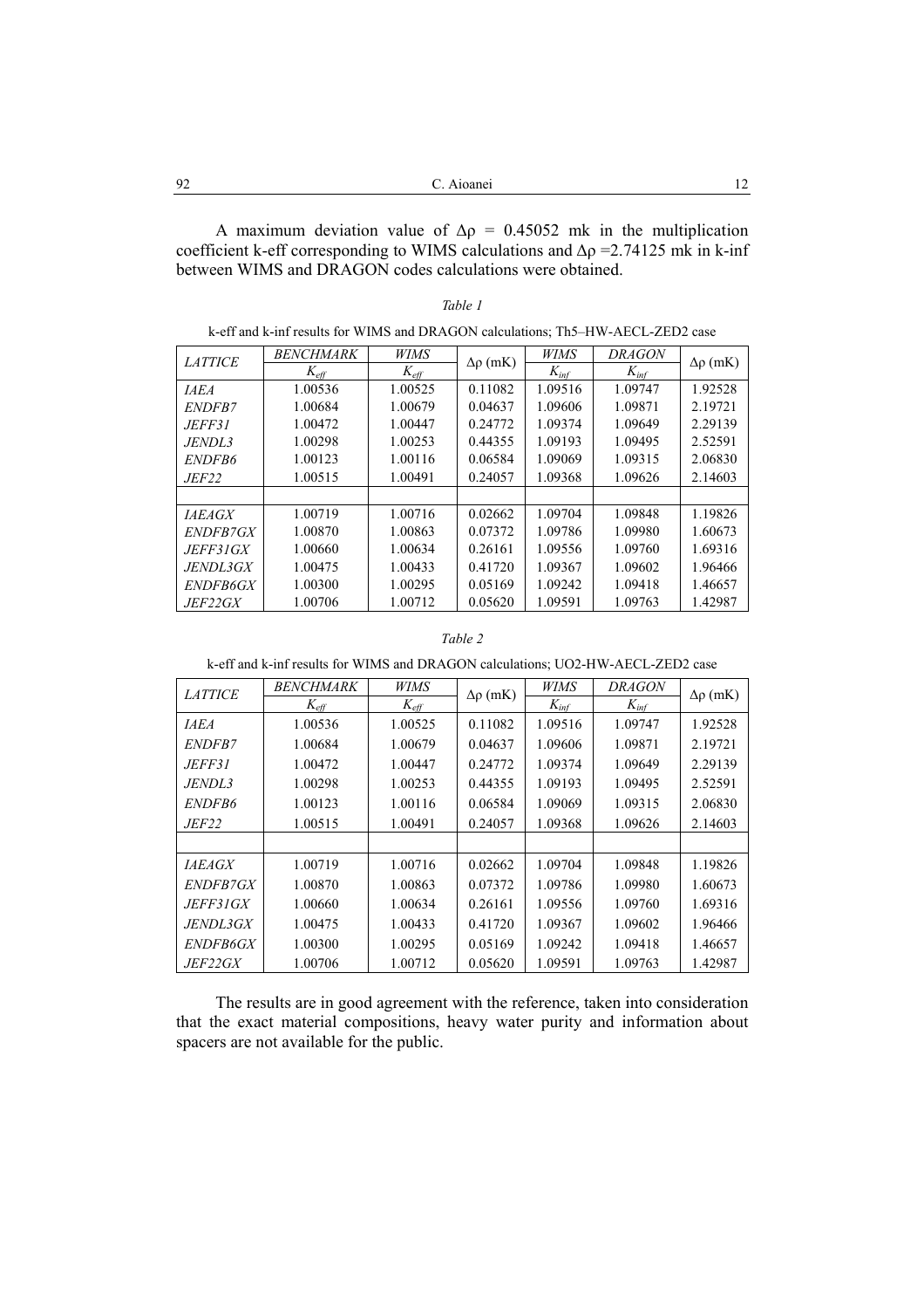A maximum deviation value of $\Delta\rho$ = 0.45052 mk in the multiplication coefficient k-eff corresponding to WIMS calculations and $\Delta\rho$ =2.74125 mk in k-inf between WIMS and DRAGON codes calculations were obtained.

*Table 1*

k-eff and k-inf results for WIMS and DRAGON calculations; Th5–HW-AECL-ZED2 case

| *LATTICE* | *BENCHMARK* $K_{eff}$ | *WIMS* $K_{eff}$ | $\Delta\rho$ (mK) | *WIMS* $K_{inf}$ | *DRAGON* $K_{inf}$ | $\Delta\rho$ (mK) |
|---|---|---|---|---|---|---|
| *IAEA* | 1.00536 | 1.00525 | 0.11082 | 1.09516 | 1.09747 | 1.92528 |
| *ENDFB7* | 1.00684 | 1.00679 | 0.04637 | 1.09606 | 1.09871 | 2.19721 |
| *JEFF31* | 1.00472 | 1.00447 | 0.24772 | 1.09374 | 1.09649 | 2.29139 |
| *JENDL3* | 1.00298 | 1.00253 | 0.44355 | 1.09193 | 1.09495 | 2.52591 |
| *ENDFB6* | 1.00123 | 1.00116 | 0.06584 | 1.09069 | 1.09315 | 2.06830 |
| *JEF22* | 1.00515 | 1.00491 | 0.24057 | 1.09368 | 1.09626 | 2.14603 |
| | | | | | | |
| *IAEAGX* | 1.00719 | 1.00716 | 0.02662 | 1.09704 | 1.09848 | 1.19826 |
| *ENDFB7GX* | 1.00870 | 1.00863 | 0.07372 | 1.09786 | 1.09980 | 1.60673 |
| *JEFF31GX* | 1.00660 | 1.00634 | 0.26161 | 1.09556 | 1.09760 | 1.69316 |
| *JENDL3GX* | 1.00475 | 1.00433 | 0.41720 | 1.09367 | 1.09602 | 1.96466 |
| *ENDFB6GX* | 1.00300 | 1.00295 | 0.05169 | 1.09242 | 1.09418 | 1.46657 |
| *JEF22GX* | 1.00706 | 1.00712 | 0.05620 | 1.09591 | 1.09763 | 1.42987 |

*Table 2*

k-eff and k-inf results for WIMS and DRAGON calculations; UO2-HW-AECL-ZED2 case

| *LATTICE* | *BENCHMARK* $K_{eff}$ | *WIMS* $K_{eff}$ | $\Delta\rho$ (mK) | *WIMS* $K_{inf}$ | *DRAGON* $K_{inf}$ | $\Delta\rho$ (mK) |
|---|---|---|---|---|---|---|
| *IAEA* | 1.00536 | 1.00525 | 0.11082 | 1.09516 | 1.09747 | 1.92528 |
| *ENDFB7* | 1.00684 | 1.00679 | 0.04637 | 1.09606 | 1.09871 | 2.19721 |
| *JEFF31* | 1.00472 | 1.00447 | 0.24772 | 1.09374 | 1.09649 | 2.29139 |
| *JENDL3* | 1.00298 | 1.00253 | 0.44355 | 1.09193 | 1.09495 | 2.52591 |
| *ENDFB6* | 1.00123 | 1.00116 | 0.06584 | 1.09069 | 1.09315 | 2.06830 |
| *JEF22* | 1.00515 | 1.00491 | 0.24057 | 1.09368 | 1.09626 | 2.14603 |
| | | | | | | |
| *IAEAGX* | 1.00719 | 1.00716 | 0.02662 | 1.09704 | 1.09848 | 1.19826 |
| *ENDFB7GX* | 1.00870 | 1.00863 | 0.07372 | 1.09786 | 1.09980 | 1.60673 |
| *JEFF31GX* | 1.00660 | 1.00634 | 0.26161 | 1.09556 | 1.09760 | 1.69316 |
| *JENDL3GX* | 1.00475 | 1.00433 | 0.41720 | 1.09367 | 1.09602 | 1.96466 |
| *ENDFB6GX* | 1.00300 | 1.00295 | 0.05169 | 1.09242 | 1.09418 | 1.46657 |
| *JEF22GX* | 1.00706 | 1.00712 | 0.05620 | 1.09591 | 1.09763 | 1.42987 |

The results are in good agreement with the reference, taken into consideration that the exact material compositions, heavy water purity and information about spacers are not available for the public.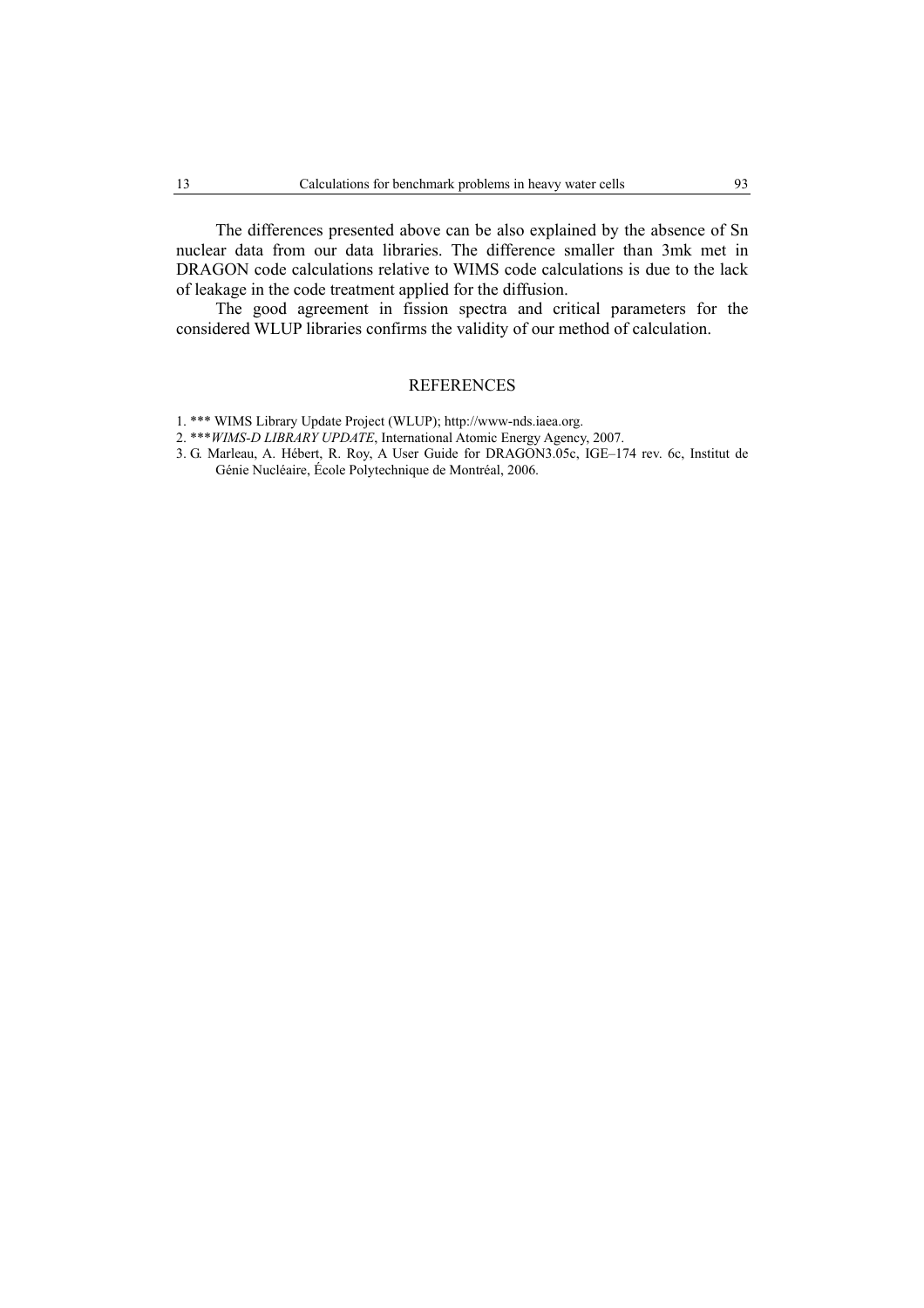The differences presented above can be also explained by the absence of Sn nuclear data from our data libraries. The difference smaller than 3mk met in DRAGON code calculations relative to WIMS code calculations is due to the lack of leakage in the code treatment applied for the diffusion.

The good agreement in fission spectra and critical parameters for the considered WLUP libraries confirms the validity of our method of calculation.

## REFERENCES

1. *** WIMS Library Update Project (WLUP); http://www-nds.iaea.org.
2. ****WIMS-D LIBRARY UPDATE*, International Atomic Energy Agency, 2007.
3. G. Marleau, A. Hébert, R. Roy, A User Guide for DRAGON3.05c, IGE–174 rev. 6c, Institut de Génie Nucléaire, École Polytechnique de Montréal, 2006.